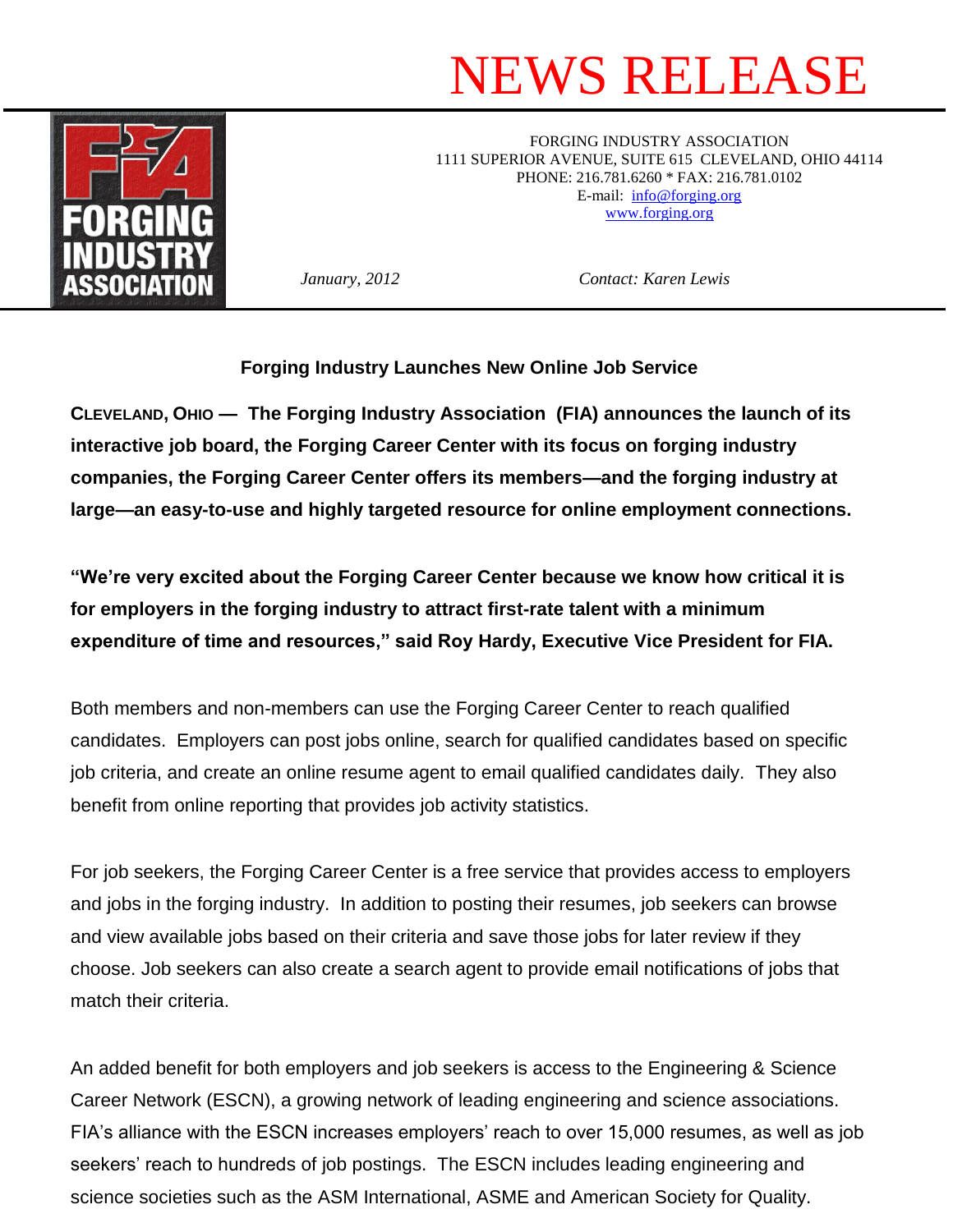# NEWS RELEASE

FORGING INDUSTRY ASSOCIATION
1111 SUPERIOR AVENUE, SUITE 615 CLEVELAND, OHIO 44114
PHONE: 216.781.6260 * FAX: 216.781.0102
E-mail: info@forging.org
www.forging.org

*January, 2012*

*Contact: Karen Lewis*

**Forging Industry Launches New Online Job Service**

**CLEVELAND, OHIO — The Forging Industry Association (FIA) announces the launch of its interactive job board, the Forging Career Center with its focus on forging industry companies, the Forging Career Center offers its members—and the forging industry at large—an easy-to-use and highly targeted resource for online employment connections.**

**"We're very excited about the Forging Career Center because we know how critical it is for employers in the forging industry to attract first-rate talent with a minimum expenditure of time and resources," said Roy Hardy, Executive Vice President for FIA.**

Both members and non-members can use the Forging Career Center to reach qualified candidates. Employers can post jobs online, search for qualified candidates based on specific job criteria, and create an online resume agent to email qualified candidates daily. They also benefit from online reporting that provides job activity statistics.

For job seekers, the Forging Career Center is a free service that provides access to employers and jobs in the forging industry. In addition to posting their resumes, job seekers can browse and view available jobs based on their criteria and save those jobs for later review if they choose. Job seekers can also create a search agent to provide email notifications of jobs that match their criteria.

An added benefit for both employers and job seekers is access to the Engineering & Science Career Network (ESCN), a growing network of leading engineering and science associations. FIA's alliance with the ESCN increases employers' reach to over 15,000 resumes, as well as job seekers' reach to hundreds of job postings. The ESCN includes leading engineering and science societies such as the ASM International, ASME and American Society for Quality.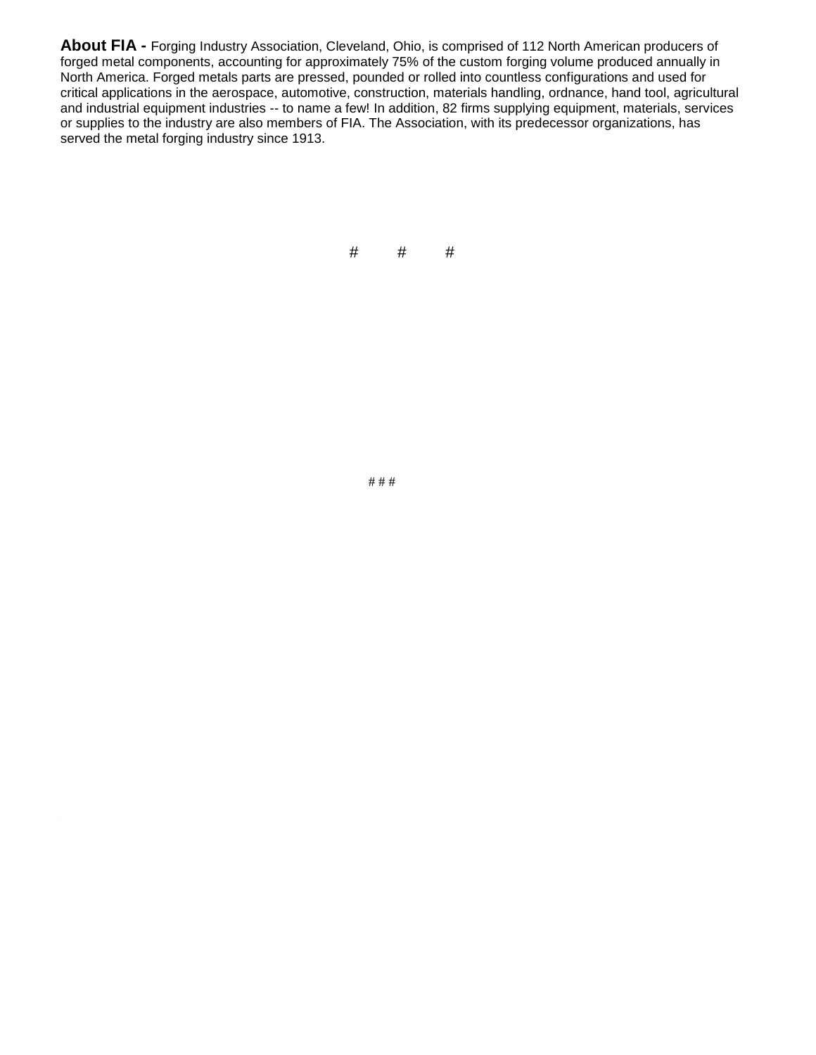**About FIA -** Forging Industry Association, Cleveland, Ohio, is comprised of 112 North American producers of forged metal components, accounting for approximately 75% of the custom forging volume produced annually in North America. Forged metals parts are pressed, pounded or rolled into countless configurations and used for critical applications in the aerospace, automotive, construction, materials handling, ordnance, hand tool, agricultural and industrial equipment industries -- to name a few! In addition, 82 firms supplying equipment, materials, services or supplies to the industry are also members of FIA. The Association, with its predecessor organizations, has served the metal forging industry since 1913.

# # #

# # #